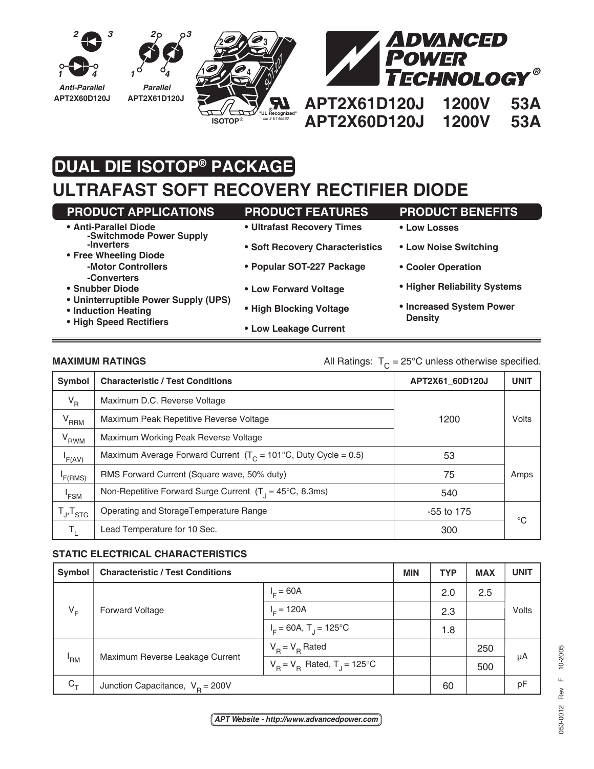Anti-Parallel
APT2X60D120J

Parallel
APT2X61D120J

ISOTOP®

"UL Recognized" file # E145592

**ADVANCED POWER TECHNOLOGY®**

**APT2X61D120J 1200V 53A**
**APT2X60D120J 1200V 53A**

# DUAL DIE ISOTOP® PACKAGE
# ULTRAFAST SOFT RECOVERY RECTIFIER DIODE

**PRODUCT APPLICATIONS**

- **Anti-Parallel Diode**
  - **-Switchmode Power Supply**
  - **-Inverters**
- **Free Wheeling Diode**
  - **-Motor Controllers**
  - **-Converters**
- **Snubber Diode**
- **Uninterruptible Power Supply (UPS)**
- **Induction Heating**
- **High Speed Rectifiers**

**PRODUCT FEATURES**

- **Ultrafast Recovery Times**
- **Soft Recovery Characteristics**
- **Popular SOT-227 Package**
- **Low Forward Voltage**
- **High Blocking Voltage**
- **Low Leakage Current**

**PRODUCT BENEFITS**

- **Low Losses**
- **Low Noise Switching**
- **Cooler Operation**
- **Higher Reliability Systems**
- **Increased System Power Density**

**MAXIMUM RATINGS**

All Ratings: $T_C$ = 25°C unless otherwise specified.

| Symbol | Characteristic / Test Conditions | APT2X61_60D120J | UNIT |
|---|---|---|---|
| $V_R$ | Maximum D.C. Reverse Voltage | 1200 | Volts |
| $V_{RRM}$ | Maximum Peak Repetitive Reverse Voltage | | |
| $V_{RWM}$ | Maximum Working Peak Reverse Voltage | | |
| $I_{F(AV)}$ | Maximum Average Forward Current ($T_C$ = 101°C, Duty Cycle = 0.5) | 53 | Amps |
| $I_{F(RMS)}$ | RMS Forward Current (Square wave, 50% duty) | 75 | |
| $I_{FSM}$ | Non-Repetitive Forward Surge Current ($T_J$ = 45°C, 8.3ms) | 540 | |
| $T_J$,$T_{STG}$ | Operating and StorageTemperature Range | -55 to 175 | °C |
| $T_L$ | Lead Temperature for 10 Sec. | 300 | |

**STATIC ELECTRICAL CHARACTERISTICS**

| Symbol | Characteristic / Test Conditions | | MIN | TYP | MAX | UNIT |
|---|---|---|---|---|---|---|
| $V_F$ | Forward Voltage | $I_F$ = 60A | | 2.0 | 2.5 | Volts |
| | | $I_F$ = 120A | | 2.3 | | |
| | | $I_F$ = 60A, $T_J$ = 125°C | | 1.8 | | |
| $I_{RM}$ | Maximum Reverse Leakage Current | $V_R$ = $V_R$ Rated | | | 250 | μA |
| | | $V_R$ = $V_R$ Rated, $T_J$ = 125°C | | | 500 | |
| $C_T$ | Junction Capacitance, $V_R$ = 200V | | | 60 | | pF |

APT Website - http://www.advancedpower.com

053-0012 Rev F 10-2005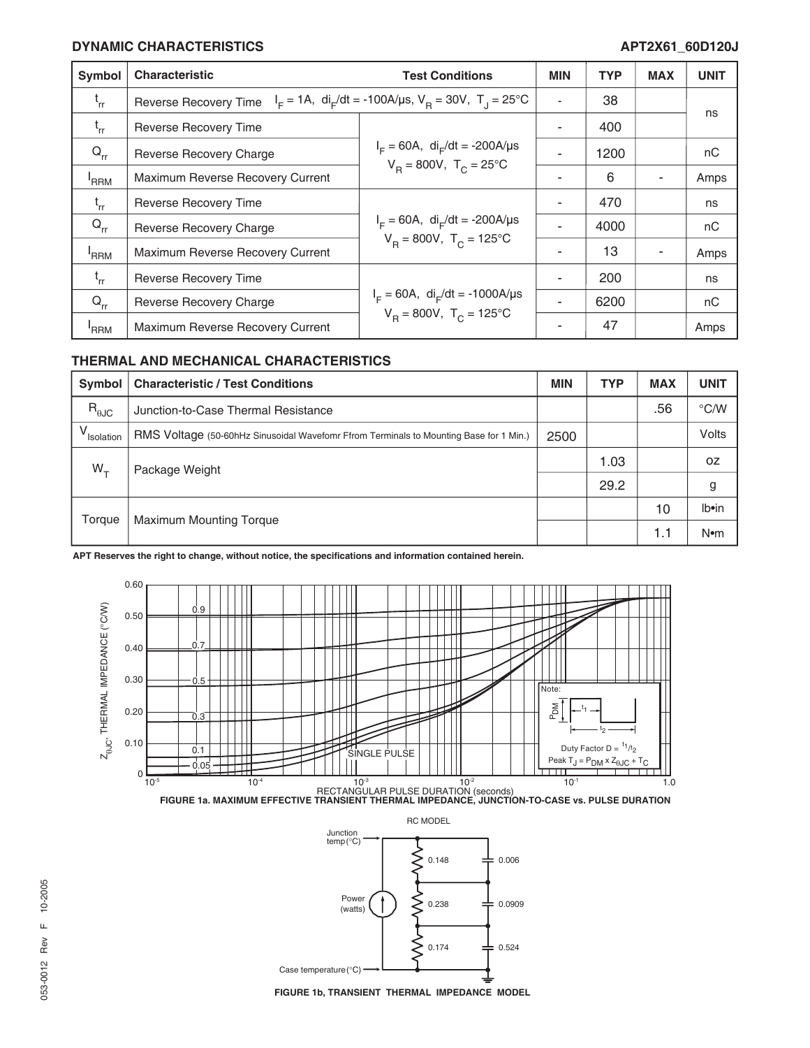## DYNAMIC CHARACTERISTICS

| Symbol | Characteristic | Test Conditions | MIN | TYP | MAX | UNIT |
|---|---|---|---|---|---|---|
| $t_{rr}$ | Reverse Recovery Time | $I_F$ = 1A, $di_F/dt$ = -100A/µs, $V_R$ = 30V, $T_J$ = 25°C | - | 38 | | ns |
| $t_{rr}$ | Reverse Recovery Time | $I_F$ = 60A, $di_F/dt$ = -200A/µs $V_R$ = 800V, $T_C$ = 25°C | - | 400 | | ns |
| $Q_{rr}$ | Reverse Recovery Charge | | - | 1200 | | nC |
| $I_{RRM}$ | Maximum Reverse Recovery Current | | - | 6 | - | Amps |
| $t_{rr}$ | Reverse Recovery Time | $I_F$ = 60A, $di_F/dt$ = -200A/µs $V_R$ = 800V, $T_C$ = 125°C | - | 470 | | ns |
| $Q_{rr}$ | Reverse Recovery Charge | | - | 4000 | | nC |
| $I_{RRM}$ | Maximum Reverse Recovery Current | | - | 13 | - | Amps |
| $t_{rr}$ | Reverse Recovery Time | $I_F$ = 60A, $di_F/dt$ = -1000A/µs $V_R$ = 800V, $T_C$ = 125°C | - | 200 | | ns |
| $Q_{rr}$ | Reverse Recovery Charge | | - | 6200 | | nC |
| $I_{RRM}$ | Maximum Reverse Recovery Current | | - | 47 | | Amps |

## THERMAL AND MECHANICAL CHARACTERISTICS

| Symbol | Characteristic / Test Conditions | MIN | TYP | MAX | UNIT |
|---|---|---|---|---|---|
| $R_{\theta JC}$ | Junction-to-Case Thermal Resistance | | | .56 | °C/W |
| $V_{Isolation}$ | RMS Voltage (50-60hHz Sinusoidal Wavefomr Ffrom Terminals to Mounting Base for 1 Min.) | 2500 | | | Volts |
| $W_T$ | Package Weight | | 1.03 | | oz |
| | | | 29.2 | | g |
| Torque | Maximum Mounting Torque | | | 10 | lb•in |
| | | | | 1.1 | N•m |

APT Reserves the right to change, without notice, the specifications and information contained herein.

FIGURE 1a. MAXIMUM EFFECTIVE TRANSIENT THERMAL IMPEDANCE, JUNCTION-TO-CASE vs. PULSE DURATION

FIGURE 1b, TRANSIENT THERMAL IMPEDANCE MODEL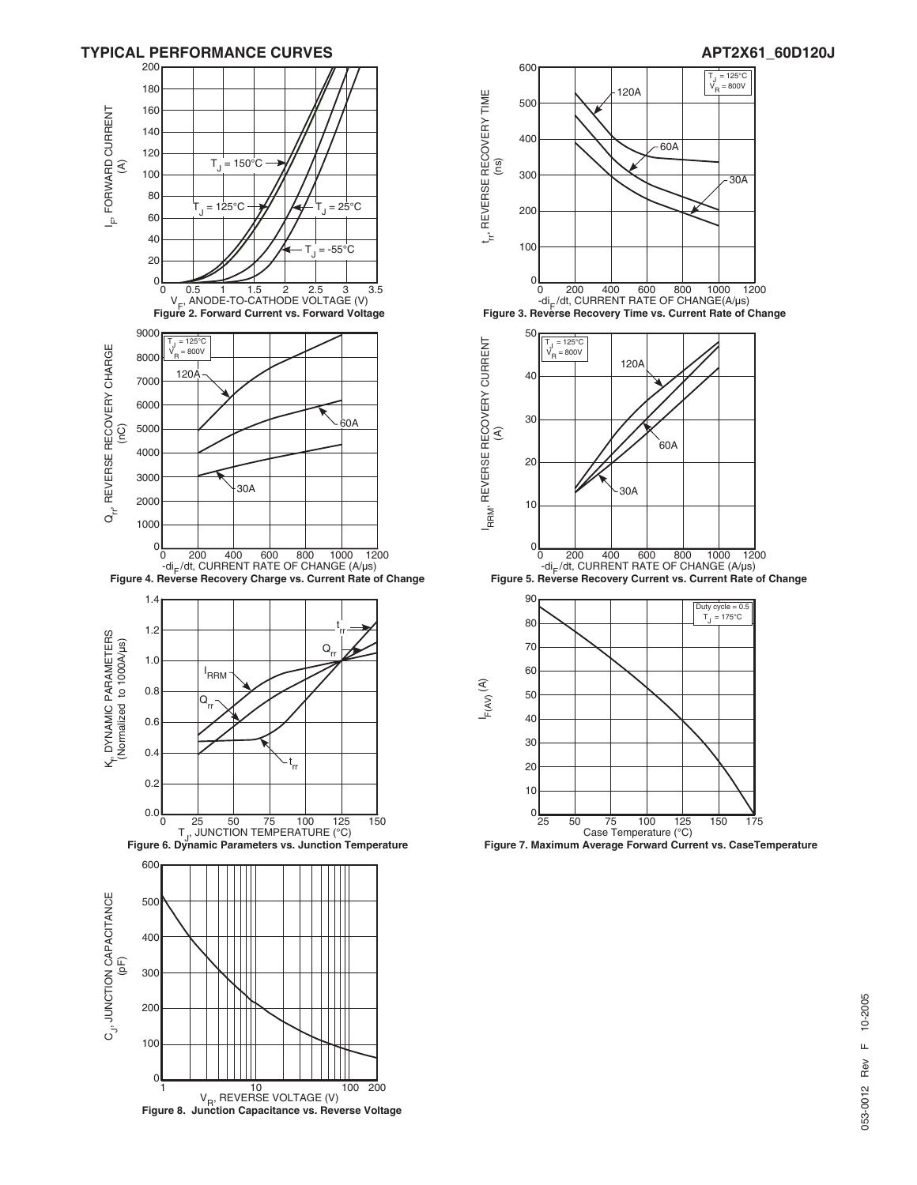## TYPICAL PERFORMANCE CURVES

Figure 2. Forward Current vs. Forward Voltage

Figure 3. Reverse Recovery Time vs. Current Rate of Change

Figure 4. Reverse Recovery Charge vs. Current Rate of Change

Figure 5. Reverse Recovery Current vs. Current Rate of Change

Figure 6. Dynamic Parameters vs. Junction Temperature

Figure 7. Maximum Average Forward Current vs. CaseTemperature

Figure 8. Junction Capacitance vs. Reverse Voltage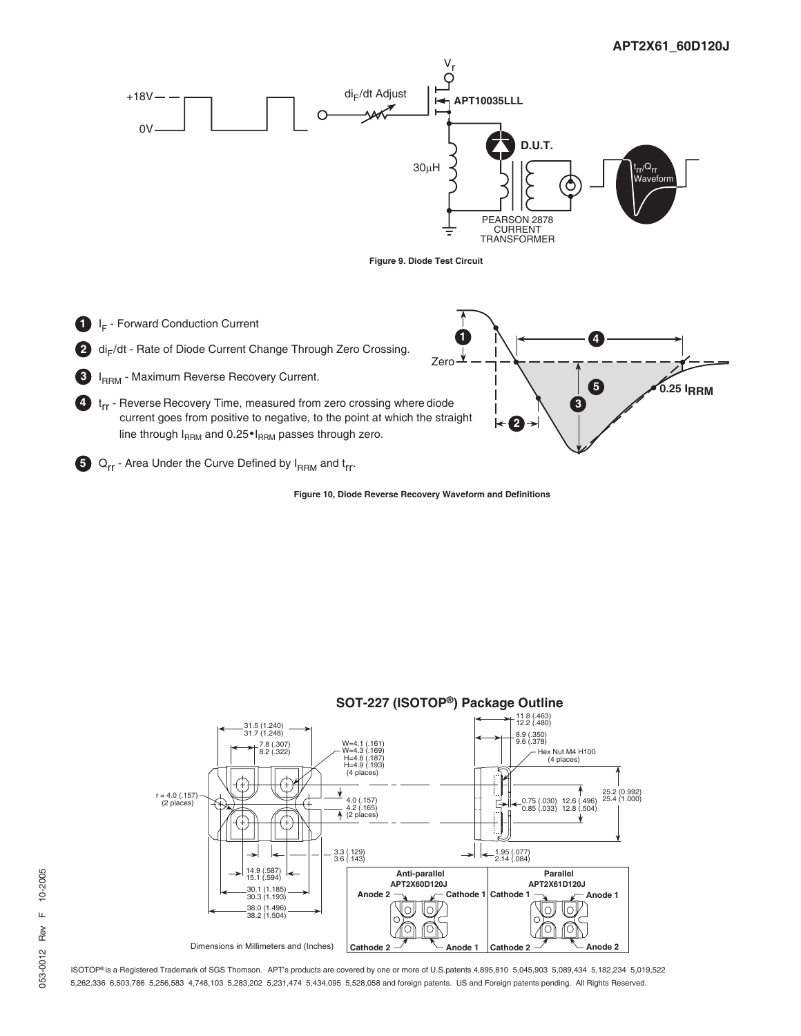+18V

0V

$di_F$/dt Adjust

$V_r$

APT10035LLL

D.U.T.

30μH

PEARSON 2878 CURRENT TRANSFORMER

$t_{rr}/Q_{rr}$ Waveform

**Figure 9. Diode Test Circuit**

1. $I_F$ - Forward Conduction Current
2. $di_F/dt$ - Rate of Diode Current Change Through Zero Crossing.
3. $I_{RRM}$ - Maximum Reverse Recovery Current.
4. $t_{rr}$ - Reverse Recovery Time, measured from zero crossing where diode current goes from positive to negative, to the point at which the straight line through $I_{RRM}$ and $0.25 \bullet I_{RRM}$ passes through zero.
5. $Q_{rr}$ - Area Under the Curve Defined by $I_{RRM}$ and $t_{rr}$.

Zero

0.25 $I_{RRM}$

**Figure 10, Diode Reverse Recovery Waveform and Definitions**

## SOT-227 (ISOTOP®) Package Outline

31.5 (1.240)
31.7 (1.248)

7.8 (.307)
8.2 (.322)

W=4.1 (.161)
W=4.3 (.169)
H=4.8 (.187)
H=4.9 (.193)
(4 places)

r = 4.0 (.157)
(2 places)

4.0 (.157)
4.2 (.165)
(2 places)

14.9 (.587)
15.1 (.594)

30.1 (1.185)
30.3 (1.193)

38.0 (1.496)
38.2 (1.504)

3.3 (.129)
3.6 (.143)

11.8 (.463)
12.2 (.480)

8.9 (.350)
9.6 (.378)

Hex Nut M4 H100
(4 places)

25.2 (0.992)
25.4 (1.000)

0.75 (.030) 12.6 (.496)
0.85 (.033) 12.8 (.504)

1.95 (.077)
2.14 (.084)

| Anti-parallel APT2X60D120J | Parallel APT2X61D120J |
|---|---|
| Anode 2, Cathode 1, Cathode 2, Anode 1 | Cathode 1, Anode 1, Cathode 2, Anode 2 |

Dimensions in Millimeters and (Inches)

ISOTOP® is a Registered Trademark of SGS Thomson. APT's products are covered by one or more of U.S.patents 4,895,810 5,045,903 5,089,434 5,182,234 5,019,522 5,262,336 6,503,786 5,256,583 4,748,103 5,283,202 5,231,474 5,434,095 5,528,058 and foreign patents. US and Foreign patents pending. All Rights Reserved.